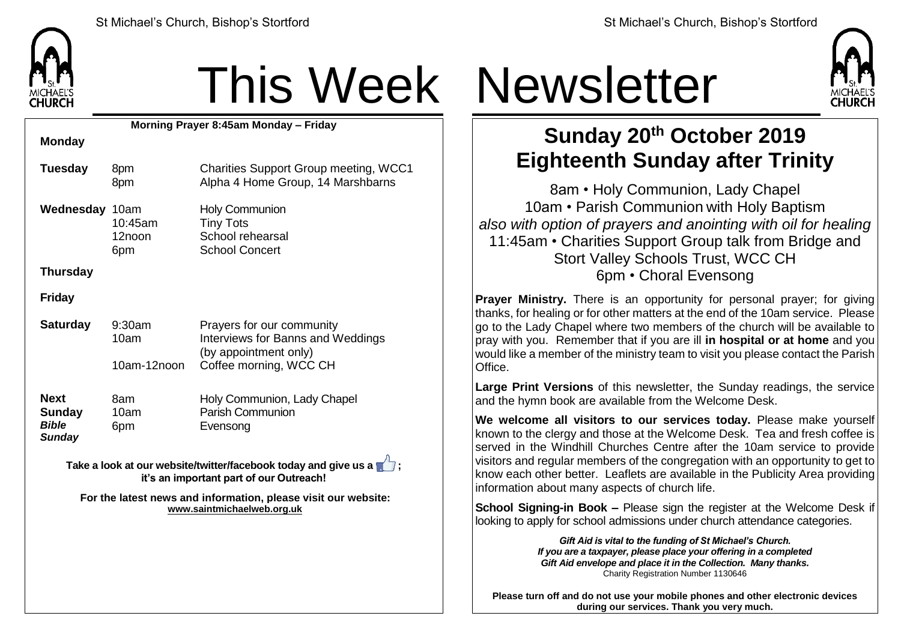# This Week Newsletter

**Morning Prayer 8:45am Monday – Friday**

| | | |
|---|---|---|
| **Monday** | | |
| **Tuesday** | 8pm | Charities Support Group meeting, WCC1 |
| | 8pm | Alpha 4 Home Group, 14 Marshbarns |
| **Wednesday** | 10am | Holy Communion |
| | 10:45am | Tiny Tots |
| | 12noon | School rehearsal |
| | 6pm | School Concert |
| **Thursday** | | |
| **Friday** | | |
| **Saturday** | 9:30am | Prayers for our community |
| | 10am | Interviews for Banns and Weddings (by appointment only) |
| | 10am-12noon | Coffee morning, WCC CH |
| **Next Sunday** ***Bible Sunday*** | 8am | Holy Communion, Lady Chapel |
| | 10am | Parish Communion |
| | 6pm | Evensong |

**Take a look at our website/twitter/facebook today and give us a 👍; it's an important part of our Outreach!**

**For the latest news and information, please visit our website:**
**www.saintmichaelweb.org.uk**

## Sunday 20th October 2019
## Eighteenth Sunday after Trinity

8am • Holy Communion, Lady Chapel
10am • Parish Communion with Holy Baptism
*also with option of prayers and anointing with oil for healing*
11:45am • Charities Support Group talk from Bridge and Stort Valley Schools Trust, WCC CH
6pm • Choral Evensong

**Prayer Ministry.** There is an opportunity for personal prayer; for giving thanks, for healing or for other matters at the end of the 10am service. Please go to the Lady Chapel where two members of the church will be available to pray with you. Remember that if you are ill **in hospital or at home** and you would like a member of the ministry team to visit you please contact the Parish Office.

**Large Print Versions** of this newsletter, the Sunday readings, the service and the hymn book are available from the Welcome Desk.

**We welcome all visitors to our services today.** Please make yourself known to the clergy and those at the Welcome Desk. Tea and fresh coffee is served in the Windhill Churches Centre after the 10am service to provide visitors and regular members of the congregation with an opportunity to get to know each other better. Leaflets are available in the Publicity Area providing information about many aspects of church life.

**School Signing-in Book –** Please sign the register at the Welcome Desk if looking to apply for school admissions under church attendance categories.

***Gift Aid is vital to the funding of St Michael's Church.***
***If you are a taxpayer, please place your offering in a completed Gift Aid envelope and place it in the Collection. Many thanks.***
Charity Registration Number 1130646

**Please turn off and do not use your mobile phones and other electronic devices during our services. Thank you very much.**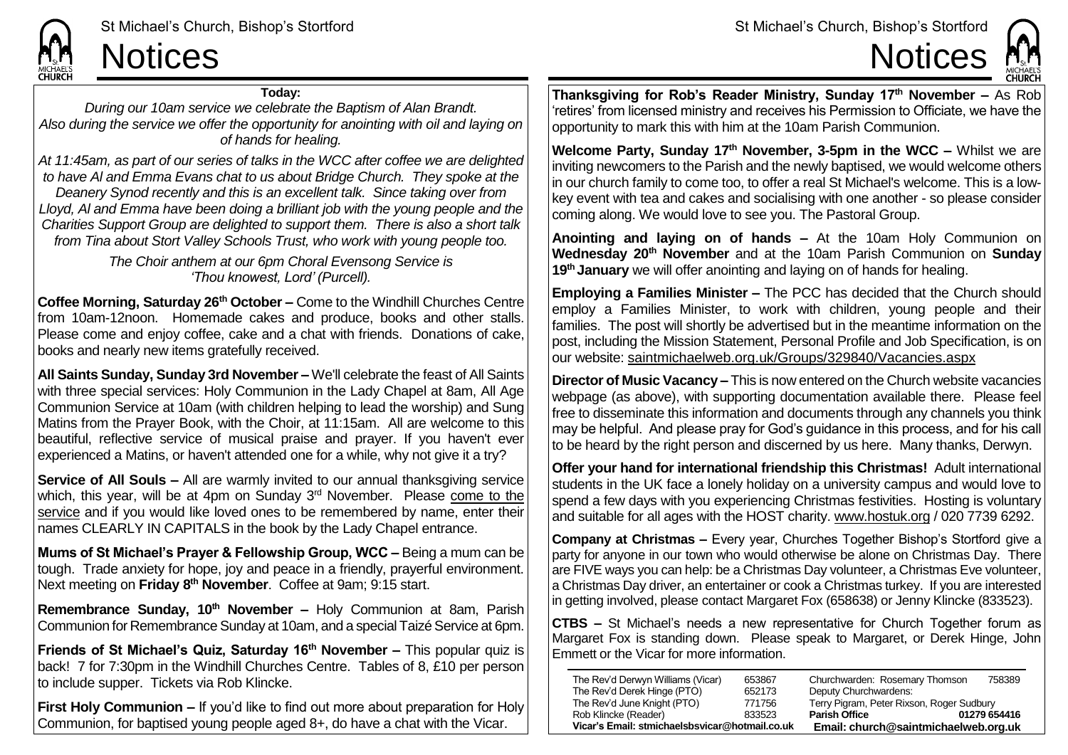# Notices

St Michael's Church, Bishop's Stortford

**Today:**

*During our 10am service we celebrate the Baptism of Alan Brandt. Also during the service we offer the opportunity for anointing with oil and laying on of hands for healing.*

*At 11:45am, as part of our series of talks in the WCC after coffee we are delighted to have Al and Emma Evans chat to us about Bridge Church. They spoke at the Deanery Synod recently and this is an excellent talk. Since taking over from Lloyd, Al and Emma have been doing a brilliant job with the young people and the Charities Support Group are delighted to support them. There is also a short talk from Tina about Stort Valley Schools Trust, who work with young people too.*

*The Choir anthem at our 6pm Choral Evensong Service is 'Thou knowest, Lord' (Purcell).*

**Coffee Morning, Saturday 26th October –** Come to the Windhill Churches Centre from 10am-12noon. Homemade cakes and produce, books and other stalls. Please come and enjoy coffee, cake and a chat with friends. Donations of cake, books and nearly new items gratefully received.

**All Saints Sunday, Sunday 3rd November –** We'll celebrate the feast of All Saints with three special services: Holy Communion in the Lady Chapel at 8am, All Age Communion Service at 10am (with children helping to lead the worship) and Sung Matins from the Prayer Book, with the Choir, at 11:15am. All are welcome to this beautiful, reflective service of musical praise and prayer. If you haven't ever experienced a Matins, or haven't attended one for a while, why not give it a try?

**Service of All Souls –** All are warmly invited to our annual thanksgiving service which, this year, will be at 4pm on Sunday 3rd November. Please come to the service and if you would like loved ones to be remembered by name, enter their names CLEARLY IN CAPITALS in the book by the Lady Chapel entrance.

**Mums of St Michael's Prayer & Fellowship Group, WCC –** Being a mum can be tough. Trade anxiety for hope, joy and peace in a friendly, prayerful environment. Next meeting on **Friday 8th November**. Coffee at 9am; 9:15 start.

**Remembrance Sunday, 10th November –** Holy Communion at 8am, Parish Communion for Remembrance Sunday at 10am, and a special Taizé Service at 6pm.

**Friends of St Michael's Quiz, Saturday 16th November –** This popular quiz is back! 7 for 7:30pm in the Windhill Churches Centre. Tables of 8, £10 per person to include supper. Tickets via Rob Klincke.

**First Holy Communion –** If you'd like to find out more about preparation for Holy Communion, for baptised young people aged 8+, do have a chat with the Vicar.

**Thanksgiving for Rob's Reader Ministry, Sunday 17th November –** As Rob 'retires' from licensed ministry and receives his Permission to Officiate, we have the opportunity to mark this with him at the 10am Parish Communion.

**Welcome Party, Sunday 17th November, 3-5pm in the WCC –** Whilst we are inviting newcomers to the Parish and the newly baptised, we would welcome others in our church family to come too, to offer a real St Michael's welcome. This is a low-key event with tea and cakes and socialising with one another - so please consider coming along. We would love to see you. The Pastoral Group.

**Anointing and laying on of hands –** At the 10am Holy Communion on **Wednesday 20th November** and at the 10am Parish Communion on **Sunday 19th January** we will offer anointing and laying on of hands for healing.

**Employing a Families Minister –** The PCC has decided that the Church should employ a Families Minister, to work with children, young people and their families. The post will shortly be advertised but in the meantime information on the post, including the Mission Statement, Personal Profile and Job Specification, is on our website: saintmichaelweb.org.uk/Groups/329840/Vacancies.aspx

**Director of Music Vacancy –** This is now entered on the Church website vacancies webpage (as above), with supporting documentation available there. Please feel free to disseminate this information and documents through any channels you think may be helpful. And please pray for God's guidance in this process, and for his call to be heard by the right person and discerned by us here. Many thanks, Derwyn.

**Offer your hand for international friendship this Christmas!** Adult international students in the UK face a lonely holiday on a university campus and would love to spend a few days with you experiencing Christmas festivities. Hosting is voluntary and suitable for all ages with the HOST charity. www.hostuk.org / 020 7739 6292.

**Company at Christmas –** Every year, Churches Together Bishop's Stortford give a party for anyone in our town who would otherwise be alone on Christmas Day. There are FIVE ways you can help: be a Christmas Day volunteer, a Christmas Eve volunteer, a Christmas Day driver, an entertainer or cook a Christmas turkey. If you are interested in getting involved, please contact Margaret Fox (658638) or Jenny Klincke (833523).

**CTBS –** St Michael's needs a new representative for Church Together forum as Margaret Fox is standing down. Please speak to Margaret, or Derek Hinge, John Emmett or the Vicar for more information.

| | | | |
|---|---|---|---|
| The Rev'd Derwyn Williams (Vicar) | 653867 | Churchwarden: Rosemary Thomson | 758389 |
| The Rev'd Derek Hinge (PTO) | 652173 | Deputy Churchwardens: | |
| The Rev'd June Knight (PTO) | 771756 | Terry Pigram, Peter Rixson, Roger Sudbury | |
| Rob Klincke (Reader) | 833523 | **Parish Office** | **01279 654416** |
| **Vicar's Email: stmichaelsbsvicar@hotmail.co.uk** | | **Email: church@saintmichaelweb.org.uk** | |